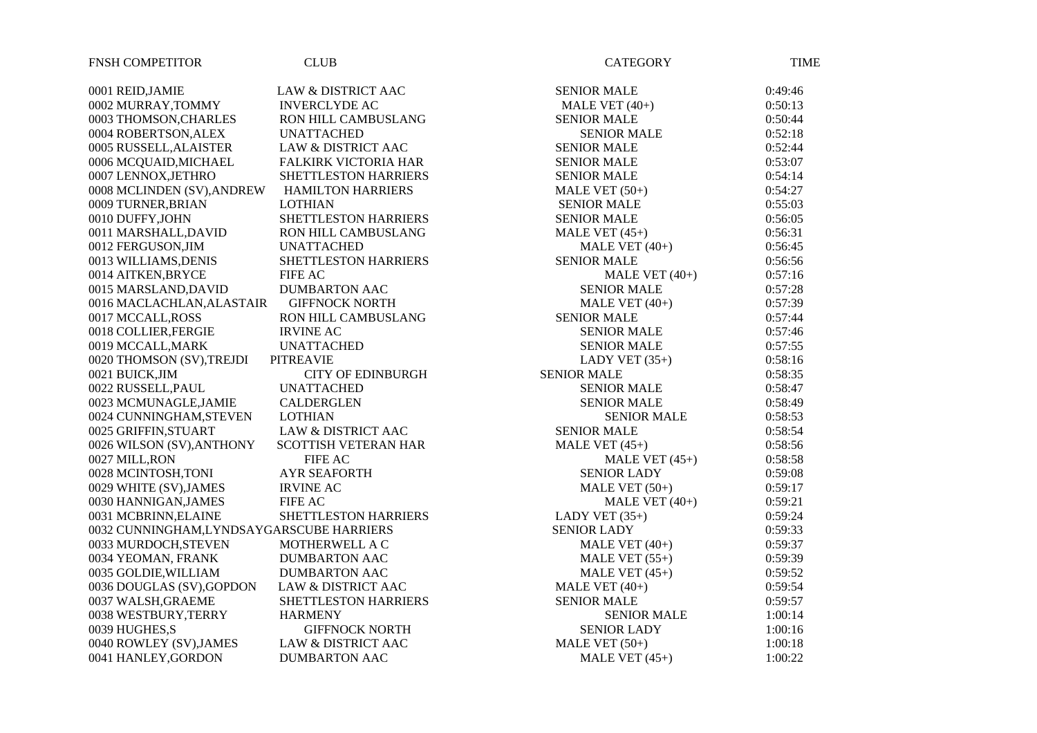| FNSH | COMPETITOR | CLUB | CATEGORY | TIME |
|---|---|---|---|---|
| 0001 | REID,JAMIE | LAW & DISTRICT AAC | SENIOR MALE | 0:49:46 |
| 0002 | MURRAY,TOMMY | INVERCLYDE AC | MALE VET (40+) | 0:50:13 |
| 0003 | THOMSON,CHARLES | RON HILL CAMBUSLANG | SENIOR MALE | 0:50:44 |
| 0004 | ROBERTSON,ALEX | UNATTACHED | SENIOR MALE | 0:52:18 |
| 0005 | RUSSELL,ALAISTER | LAW & DISTRICT AAC | SENIOR MALE | 0:52:44 |
| 0006 | MCQUAID,MICHAEL | FALKIRK VICTORIA HAR | SENIOR MALE | 0:53:07 |
| 0007 | LENNOX,JETHRO | SHETTLESTON HARRIERS | SENIOR MALE | 0:54:14 |
| 0008 | MCLINDEN (SV),ANDREW | HAMILTON HARRIERS | MALE VET (50+) | 0:54:27 |
| 0009 | TURNER,BRIAN | LOTHIAN | SENIOR MALE | 0:55:03 |
| 0010 | DUFFY,JOHN | SHETTLESTON HARRIERS | SENIOR MALE | 0:56:05 |
| 0011 | MARSHALL,DAVID | RON HILL CAMBUSLANG | MALE VET (45+) | 0:56:31 |
| 0012 | FERGUSON,JIM | UNATTACHED | MALE VET (40+) | 0:56:45 |
| 0013 | WILLIAMS,DENIS | SHETTLESTON HARRIERS | SENIOR MALE | 0:56:56 |
| 0014 | AITKEN,BRYCE | FIFE AC | MALE VET (40+) | 0:57:16 |
| 0015 | MARSLAND,DAVID | DUMBARTON AAC | SENIOR MALE | 0:57:28 |
| 0016 | MACLACHLAN,ALASTAIR | GIFFNOCK NORTH | MALE VET (40+) | 0:57:39 |
| 0017 | MCCALL,ROSS | RON HILL CAMBUSLANG | SENIOR MALE | 0:57:44 |
| 0018 | COLLIER,FERGIE | IRVINE AC | SENIOR MALE | 0:57:46 |
| 0019 | MCCALL,MARK | UNATTACHED | SENIOR MALE | 0:57:55 |
| 0020 | THOMSON (SV),TREJDI | PITREAVIE | LADY VET (35+) | 0:58:16 |
| 0021 | BUICK,JIM | CITY OF EDINBURGH | SENIOR MALE | 0:58:35 |
| 0022 | RUSSELL,PAUL | UNATTACHED | SENIOR MALE | 0:58:47 |
| 0023 | MCMUNAGLE,JAMIE | CALDERGLEN | SENIOR MALE | 0:58:49 |
| 0024 | CUNNINGHAM,STEVEN | LOTHIAN | SENIOR MALE | 0:58:53 |
| 0025 | GRIFFIN,STUART | LAW & DISTRICT AAC | SENIOR MALE | 0:58:54 |
| 0026 | WILSON (SV),ANTHONY | SCOTTISH VETERAN HAR | MALE VET (45+) | 0:58:56 |
| 0027 | MILL,RON | FIFE AC | MALE VET (45+) | 0:58:58 |
| 0028 | MCINTOSH,TONI | AYR SEAFORTH | SENIOR LADY | 0:59:08 |
| 0029 | WHITE (SV),JAMES | IRVINE AC | MALE VET (50+) | 0:59:17 |
| 0030 | HANNIGAN,JAMES | FIFE AC | MALE VET (40+) | 0:59:21 |
| 0031 | MCBRINN,ELAINE | SHETTLESTON HARRIERS | LADY VET (35+) | 0:59:24 |
| 0032 | CUNNINGHAM,LYNDSAY | GARSCUBE HARRIERS | SENIOR LADY | 0:59:33 |
| 0033 | MURDOCH,STEVEN | MOTHERWELL A C | MALE VET (40+) | 0:59:37 |
| 0034 | YEOMAN, FRANK | DUMBARTON AAC | MALE VET (55+) | 0:59:39 |
| 0035 | GOLDIE,WILLIAM | DUMBARTON AAC | MALE VET (45+) | 0:59:52 |
| 0036 | DOUGLAS (SV),GOPDON | LAW & DISTRICT AAC | MALE VET (40+) | 0:59:54 |
| 0037 | WALSH,GRAEME | SHETTLESTON HARRIERS | SENIOR MALE | 0:59:57 |
| 0038 | WESTBURY,TERRY | HARMENY | SENIOR MALE | 1:00:14 |
| 0039 | HUGHES,S | GIFFNOCK NORTH | SENIOR LADY | 1:00:16 |
| 0040 | ROWLEY (SV),JAMES | LAW & DISTRICT AAC | MALE VET (50+) | 1:00:18 |
| 0041 | HANLEY,GORDON | DUMBARTON AAC | MALE VET (45+) | 1:00:22 |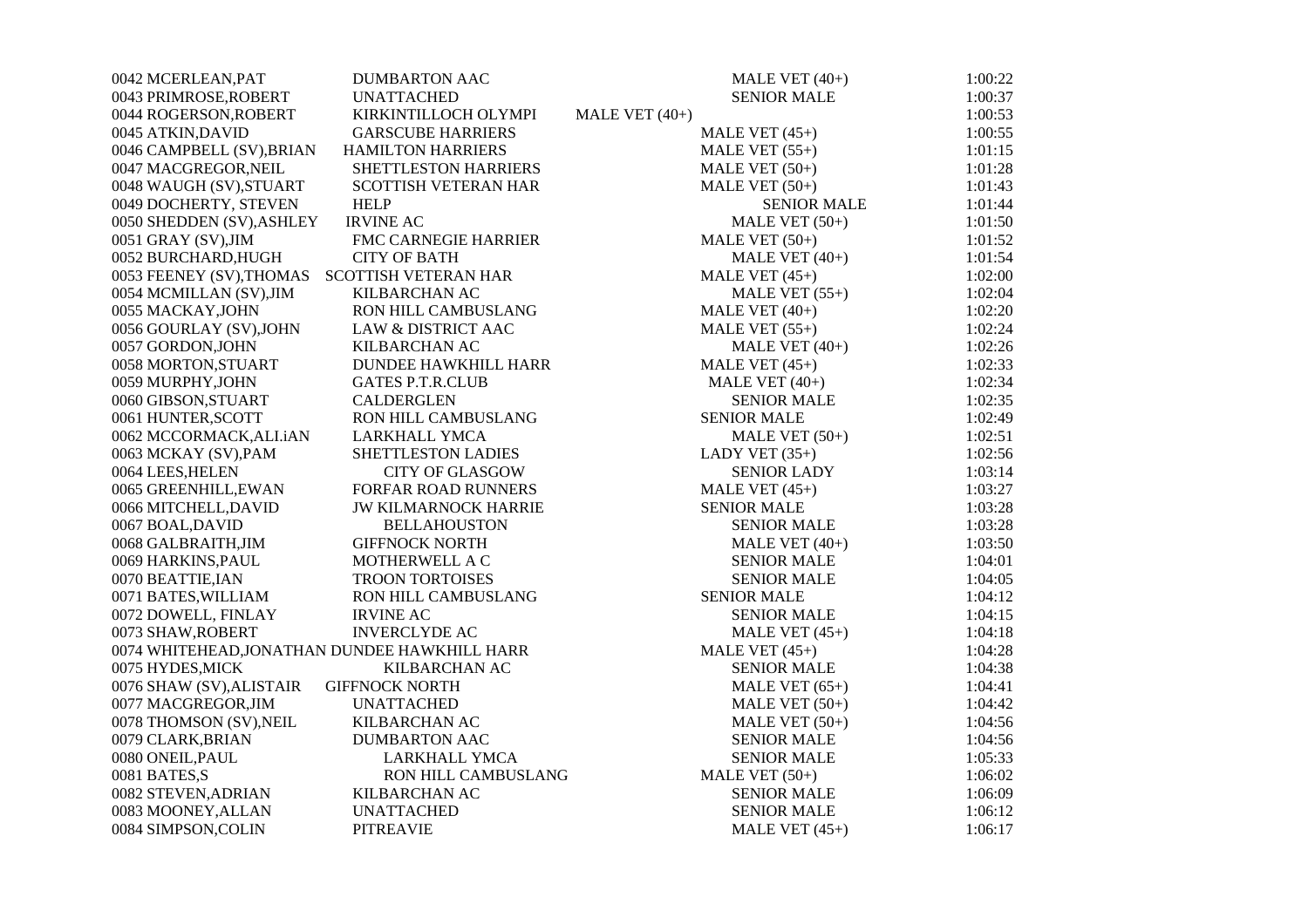| | | | |
|---|---|---|---|
| 0042 MCERLEAN,PAT | DUMBARTON AAC | MALE VET (40+) | 1:00:22 |
| 0043 PRIMROSE,ROBERT | UNATTACHED | SENIOR MALE | 1:00:37 |
| 0044 ROGERSON,ROBERT | KIRKINTILLOCH OLYMPI | MALE VET (40+) | 1:00:53 |
| 0045 ATKIN,DAVID | GARSCUBE HARRIERS | MALE VET (45+) | 1:00:55 |
| 0046 CAMPBELL (SV),BRIAN | HAMILTON HARRIERS | MALE VET (55+) | 1:01:15 |
| 0047 MACGREGOR,NEIL | SHETTLESTON HARRIERS | MALE VET (50+) | 1:01:28 |
| 0048 WAUGH (SV),STUART | SCOTTISH VETERAN HAR | MALE VET (50+) | 1:01:43 |
| 0049 DOCHERTY, STEVEN | HELP | SENIOR MALE | 1:01:44 |
| 0050 SHEDDEN (SV),ASHLEY | IRVINE AC | MALE VET (50+) | 1:01:50 |
| 0051 GRAY (SV),JIM | FMC CARNEGIE HARRIER | MALE VET (50+) | 1:01:52 |
| 0052 BURCHARD,HUGH | CITY OF BATH | MALE VET (40+) | 1:01:54 |
| 0053 FEENEY (SV),THOMAS | SCOTTISH VETERAN HAR | MALE VET (45+) | 1:02:00 |
| 0054 MCMILLAN (SV),JIM | KILBARCHAN AC | MALE VET (55+) | 1:02:04 |
| 0055 MACKAY,JOHN | RON HILL CAMBUSLANG | MALE VET (40+) | 1:02:20 |
| 0056 GOURLAY (SV),JOHN | LAW & DISTRICT AAC | MALE VET (55+) | 1:02:24 |
| 0057 GORDON,JOHN | KILBARCHAN AC | MALE VET (40+) | 1:02:26 |
| 0058 MORTON,STUART | DUNDEE HAWKHILL HARR | MALE VET (45+) | 1:02:33 |
| 0059 MURPHY,JOHN | GATES P.T.R.CLUB | MALE VET (40+) | 1:02:34 |
| 0060 GIBSON,STUART | CALDERGLEN | SENIOR MALE | 1:02:35 |
| 0061 HUNTER,SCOTT | RON HILL CAMBUSLANG | SENIOR MALE | 1:02:49 |
| 0062 MCCORMACK,ALI.iAN | LARKHALL YMCA | MALE VET (50+) | 1:02:51 |
| 0063 MCKAY (SV),PAM | SHETTLESTON LADIES | LADY VET (35+) | 1:02:56 |
| 0064 LEES,HELEN | CITY OF GLASGOW | SENIOR LADY | 1:03:14 |
| 0065 GREENHILL,EWAN | FORFAR ROAD RUNNERS | MALE VET (45+) | 1:03:27 |
| 0066 MITCHELL,DAVID | JW KILMARNOCK HARRIE | SENIOR MALE | 1:03:28 |
| 0067 BOAL,DAVID | BELLAHOUSTON | SENIOR MALE | 1:03:28 |
| 0068 GALBRAITH,JIM | GIFFNOCK NORTH | MALE VET (40+) | 1:03:50 |
| 0069 HARKINS,PAUL | MOTHERWELL A C | SENIOR MALE | 1:04:01 |
| 0070 BEATTIE,IAN | TROON TORTOISES | SENIOR MALE | 1:04:05 |
| 0071 BATES,WILLIAM | RON HILL CAMBUSLANG | SENIOR MALE | 1:04:12 |
| 0072 DOWELL, FINLAY | IRVINE AC | SENIOR MALE | 1:04:15 |
| 0073 SHAW,ROBERT | INVERCLYDE AC | MALE VET (45+) | 1:04:18 |
| 0074 WHITEHEAD,JONATHAN | DUNDEE HAWKHILL HARR | MALE VET (45+) | 1:04:28 |
| 0075 HYDES,MICK | KILBARCHAN AC | SENIOR MALE | 1:04:38 |
| 0076 SHAW (SV),ALISTAIR | GIFFNOCK NORTH | MALE VET (65+) | 1:04:41 |
| 0077 MACGREGOR,JIM | UNATTACHED | MALE VET (50+) | 1:04:42 |
| 0078 THOMSON (SV),NEIL | KILBARCHAN AC | MALE VET (50+) | 1:04:56 |
| 0079 CLARK,BRIAN | DUMBARTON AAC | SENIOR MALE | 1:04:56 |
| 0080 ONEIL,PAUL | LARKHALL YMCA | SENIOR MALE | 1:05:33 |
| 0081 BATES,S | RON HILL CAMBUSLANG | MALE VET (50+) | 1:06:02 |
| 0082 STEVEN,ADRIAN | KILBARCHAN AC | SENIOR MALE | 1:06:09 |
| 0083 MOONEY,ALLAN | UNATTACHED | SENIOR MALE | 1:06:12 |
| 0084 SIMPSON,COLIN | PITREAVIE | MALE VET (45+) | 1:06:17 |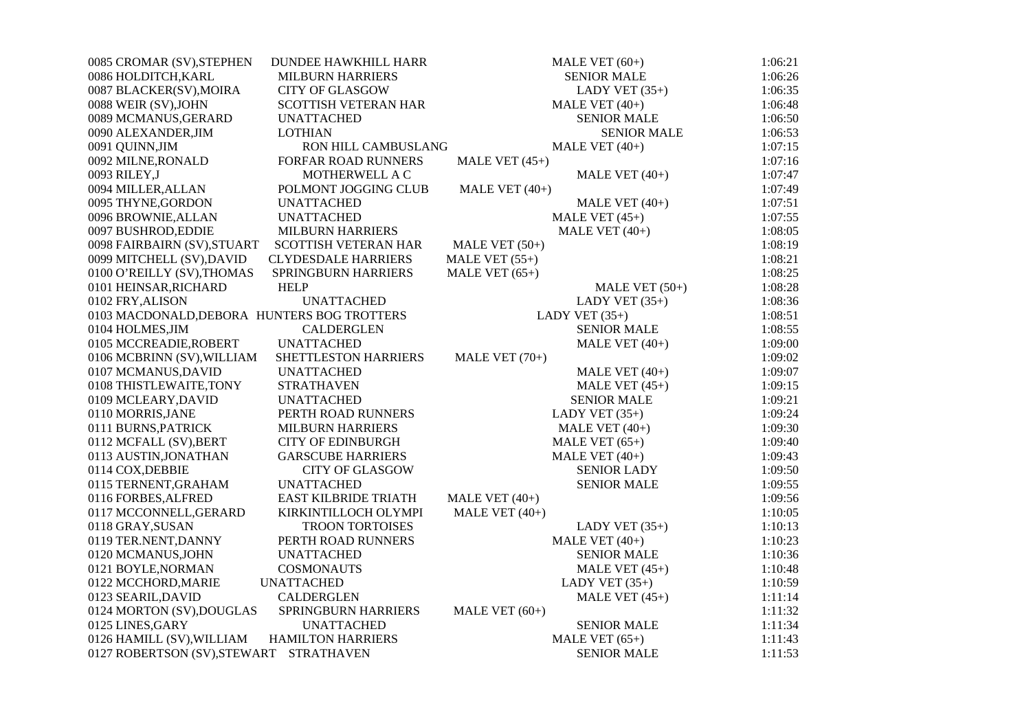| | | | |
|---|---|---|---|
| 0085 CROMAR (SV),STEPHEN | DUNDEE HAWKHILL HARR | MALE VET (60+) | 1:06:21 |
| 0086 HOLDITCH,KARL | MILBURN HARRIERS | SENIOR MALE | 1:06:26 |
| 0087 BLACKER(SV),MOIRA | CITY OF GLASGOW | LADY VET (35+) | 1:06:35 |
| 0088 WEIR (SV),JOHN | SCOTTISH VETERAN HAR | MALE VET (40+) | 1:06:48 |
| 0089 MCMANUS,GERARD | UNATTACHED | SENIOR MALE | 1:06:50 |
| 0090 ALEXANDER,JIM | LOTHIAN | SENIOR MALE | 1:06:53 |
| 0091 QUINN,JIM | RON HILL CAMBUSLANG | MALE VET (40+) | 1:07:15 |
| 0092 MILNE,RONALD | FORFAR ROAD RUNNERS | MALE VET (45+) | 1:07:16 |
| 0093 RILEY,J | MOTHERWELL A C | MALE VET (40+) | 1:07:47 |
| 0094 MILLER,ALLAN | POLMONT JOGGING CLUB | MALE VET (40+) | 1:07:49 |
| 0095 THYNE,GORDON | UNATTACHED | MALE VET (40+) | 1:07:51 |
| 0096 BROWNIE,ALLAN | UNATTACHED | MALE VET (45+) | 1:07:55 |
| 0097 BUSHROD,EDDIE | MILBURN HARRIERS | MALE VET (40+) | 1:08:05 |
| 0098 FAIRBAIRN (SV),STUART | SCOTTISH VETERAN HAR | MALE VET (50+) | 1:08:19 |
| 0099 MITCHELL (SV),DAVID | CLYDESDALE HARRIERS | MALE VET (55+) | 1:08:21 |
| 0100 O'REILLY (SV),THOMAS | SPRINGBURN HARRIERS | MALE VET (65+) | 1:08:25 |
| 0101 HEINSAR,RICHARD | HELP | MALE VET (50+) | 1:08:28 |
| 0102 FRY,ALISON | UNATTACHED | LADY VET (35+) | 1:08:36 |
| 0103 MACDONALD,DEBORA | HUNTERS BOG TROTTERS | LADY VET (35+) | 1:08:51 |
| 0104 HOLMES,JIM | CALDERGLEN | SENIOR MALE | 1:08:55 |
| 0105 MCCREADIE,ROBERT | UNATTACHED | MALE VET (40+) | 1:09:00 |
| 0106 MCBRINN (SV),WILLIAM | SHETTLESTON HARRIERS | MALE VET (70+) | 1:09:02 |
| 0107 MCMANUS,DAVID | UNATTACHED | MALE VET (40+) | 1:09:07 |
| 0108 THISTLEWAITE,TONY | STRATHAVEN | MALE VET (45+) | 1:09:15 |
| 0109 MCLEARY,DAVID | UNATTACHED | SENIOR MALE | 1:09:21 |
| 0110 MORRIS,JANE | PERTH ROAD RUNNERS | LADY VET (35+) | 1:09:24 |
| 0111 BURNS,PATRICK | MILBURN HARRIERS | MALE VET (40+) | 1:09:30 |
| 0112 MCFALL (SV),BERT | CITY OF EDINBURGH | MALE VET (65+) | 1:09:40 |
| 0113 AUSTIN,JONATHAN | GARSCUBE HARRIERS | MALE VET (40+) | 1:09:43 |
| 0114 COX,DEBBIE | CITY OF GLASGOW | SENIOR LADY | 1:09:50 |
| 0115 TERNENT,GRAHAM | UNATTACHED | SENIOR MALE | 1:09:55 |
| 0116 FORBES,ALFRED | EAST KILBRIDE TRIATH | MALE VET (40+) | 1:09:56 |
| 0117 MCCONNELL,GERARD | KIRKINTILLOCH OLYMPI | MALE VET (40+) | 1:10:05 |
| 0118 GRAY,SUSAN | TROON TORTOISES | LADY VET (35+) | 1:10:13 |
| 0119 TER.NENT,DANNY | PERTH ROAD RUNNERS | MALE VET (40+) | 1:10:23 |
| 0120 MCMANUS,JOHN | UNATTACHED | SENIOR MALE | 1:10:36 |
| 0121 BOYLE,NORMAN | COSMONAUTS | MALE VET (45+) | 1:10:48 |
| 0122 MCCHORD,MARIE | UNATTACHED | LADY VET (35+) | 1:10:59 |
| 0123 SEARIL,DAVID | CALDERGLEN | MALE VET (45+) | 1:11:14 |
| 0124 MORTON (SV),DOUGLAS | SPRINGBURN HARRIERS | MALE VET (60+) | 1:11:32 |
| 0125 LINES,GARY | UNATTACHED | SENIOR MALE | 1:11:34 |
| 0126 HAMILL (SV),WILLIAM | HAMILTON HARRIERS | MALE VET (65+) | 1:11:43 |
| 0127 ROBERTSON (SV),STEWART | STRATHAVEN | SENIOR MALE | 1:11:53 |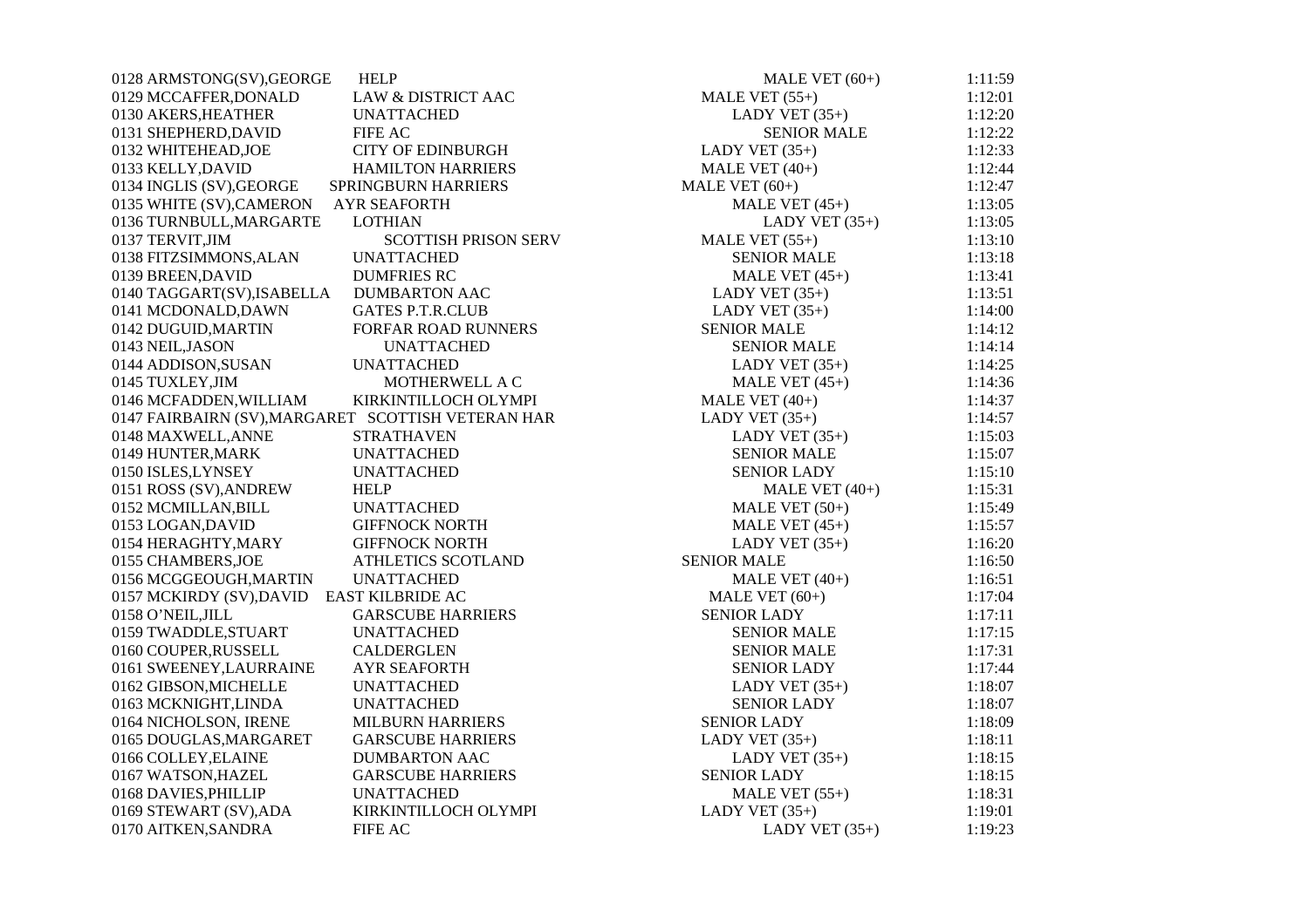| | | | |
|---|---|---|---|
| 0128 ARMSTONG(SV),GEORGE | HELP | MALE VET (60+) | 1:11:59 |
| 0129 MCCAFFER,DONALD | LAW & DISTRICT AAC | MALE VET (55+) | 1:12:01 |
| 0130 AKERS,HEATHER | UNATTACHED | LADY VET (35+) | 1:12:20 |
| 0131 SHEPHERD,DAVID | FIFE AC | SENIOR MALE | 1:12:22 |
| 0132 WHITEHEAD,JOE | CITY OF EDINBURGH | LADY VET (35+) | 1:12:33 |
| 0133 KELLY,DAVID | HAMILTON HARRIERS | MALE VET (40+) | 1:12:44 |
| 0134 INGLIS (SV),GEORGE | SPRINGBURN HARRIERS | MALE VET (60+) | 1:12:47 |
| 0135 WHITE (SV),CAMERON | AYR SEAFORTH | MALE VET (45+) | 1:13:05 |
| 0136 TURNBULL,MARGARTE | LOTHIAN | LADY VET (35+) | 1:13:05 |
| 0137 TERVIT,JIM | SCOTTISH PRISON SERV | MALE VET (55+) | 1:13:10 |
| 0138 FITZSIMMONS,ALAN | UNATTACHED | SENIOR MALE | 1:13:18 |
| 0139 BREEN,DAVID | DUMFRIES RC | MALE VET (45+) | 1:13:41 |
| 0140 TAGGART(SV),ISABELLA | DUMBARTON AAC | LADY VET (35+) | 1:13:51 |
| 0141 MCDONALD,DAWN | GATES P.T.R.CLUB | LADY VET (35+) | 1:14:00 |
| 0142 DUGUID,MARTIN | FORFAR ROAD RUNNERS | SENIOR MALE | 1:14:12 |
| 0143 NEIL,JASON | UNATTACHED | SENIOR MALE | 1:14:14 |
| 0144 ADDISON,SUSAN | UNATTACHED | LADY VET (35+) | 1:14:25 |
| 0145 TUXLEY,JIM | MOTHERWELL A C | MALE VET (45+) | 1:14:36 |
| 0146 MCFADDEN,WILLIAM | KIRKINTILLOCH OLYMPI | MALE VET (40+) | 1:14:37 |
| 0147 FAIRBAIRN (SV),MARGARET | SCOTTISH VETERAN HAR | LADY VET (35+) | 1:14:57 |
| 0148 MAXWELL,ANNE | STRATHAVEN | LADY VET (35+) | 1:15:03 |
| 0149 HUNTER,MARK | UNATTACHED | SENIOR MALE | 1:15:07 |
| 0150 ISLES,LYNSEY | UNATTACHED | SENIOR LADY | 1:15:10 |
| 0151 ROSS (SV),ANDREW | HELP | MALE VET (40+) | 1:15:31 |
| 0152 MCMILLAN,BILL | UNATTACHED | MALE VET (50+) | 1:15:49 |
| 0153 LOGAN,DAVID | GIFFNOCK NORTH | MALE VET (45+) | 1:15:57 |
| 0154 HERAGHTY,MARY | GIFFNOCK NORTH | LADY VET (35+) | 1:16:20 |
| 0155 CHAMBERS,JOE | ATHLETICS SCOTLAND | SENIOR MALE | 1:16:50 |
| 0156 MCGGEOUGH,MARTIN | UNATTACHED | MALE VET (40+) | 1:16:51 |
| 0157 MCKIRDY (SV),DAVID | EAST KILBRIDE AC | MALE VET (60+) | 1:17:04 |
| 0158 O'NEIL,JILL | GARSCUBE HARRIERS | SENIOR LADY | 1:17:11 |
| 0159 TWADDLE,STUART | UNATTACHED | SENIOR MALE | 1:17:15 |
| 0160 COUPER,RUSSELL | CALDERGLEN | SENIOR MALE | 1:17:31 |
| 0161 SWEENEY,LAURRAINE | AYR SEAFORTH | SENIOR LADY | 1:17:44 |
| 0162 GIBSON,MICHELLE | UNATTACHED | LADY VET (35+) | 1:18:07 |
| 0163 MCKNIGHT,LINDA | UNATTACHED | SENIOR LADY | 1:18:07 |
| 0164 NICHOLSON, IRENE | MILBURN HARRIERS | SENIOR LADY | 1:18:09 |
| 0165 DOUGLAS,MARGARET | GARSCUBE HARRIERS | LADY VET (35+) | 1:18:11 |
| 0166 COLLEY,ELAINE | DUMBARTON AAC | LADY VET (35+) | 1:18:15 |
| 0167 WATSON,HAZEL | GARSCUBE HARRIERS | SENIOR LADY | 1:18:15 |
| 0168 DAVIES,PHILLIP | UNATTACHED | MALE VET (55+) | 1:18:31 |
| 0169 STEWART (SV),ADA | KIRKINTILLOCH OLYMPI | LADY VET (35+) | 1:19:01 |
| 0170 AITKEN,SANDRA | FIFE AC | LADY VET (35+) | 1:19:23 |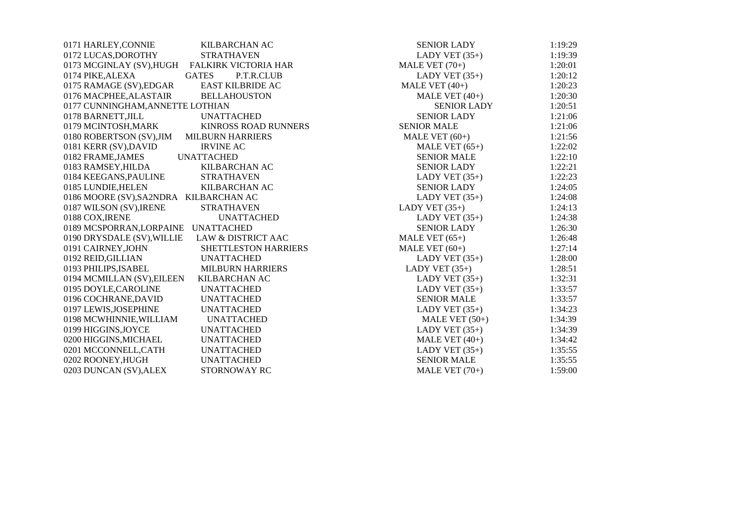| | | | | |
|---|---|---|---|---|
| 0171 | HARLEY,CONNIE | KILBARCHAN AC | SENIOR LADY | 1:19:29 |
| 0172 | LUCAS,DOROTHY | STRATHAVEN | LADY VET (35+) | 1:19:39 |
| 0173 | MCGINLAY (SV),HUGH | FALKIRK VICTORIA HAR | MALE VET (70+) | 1:20:01 |
| 0174 | PIKE,ALEXA | GATES P.T.R.CLUB | LADY VET (35+) | 1:20:12 |
| 0175 | RAMAGE (SV),EDGAR | EAST KILBRIDE AC | MALE VET (40+) | 1:20:23 |
| 0176 | MACPHEE,ALASTAIR | BELLAHOUSTON | MALE VET (40+) | 1:20:30 |
| 0177 | CUNNINGHAM,ANNETTE | LOTHIAN | SENIOR LADY | 1:20:51 |
| 0178 | BARNETT,JILL | UNATTACHED | SENIOR LADY | 1:21:06 |
| 0179 | MCINTOSH,MARK | KINROSS ROAD RUNNERS | SENIOR MALE | 1:21:06 |
| 0180 | ROBERTSON (SV),JIM | MILBURN HARRIERS | MALE VET (60+) | 1:21:56 |
| 0181 | KERR (SV),DAVID | IRVINE AC | MALE VET (65+) | 1:22:02 |
| 0182 | FRAME,JAMES | UNATTACHED | SENIOR MALE | 1:22:10 |
| 0183 | RAMSEY,HILDA | KILBARCHAN AC | SENIOR LADY | 1:22:21 |
| 0184 | KEEGANS,PAULINE | STRATHAVEN | LADY VET (35+) | 1:22:23 |
| 0185 | LUNDIE,HELEN | KILBARCHAN AC | SENIOR LADY | 1:24:05 |
| 0186 | MOORE (SV),SA2NDRA | KILBARCHAN AC | LADY VET (35+) | 1:24:08 |
| 0187 | WILSON (SV),IRENE | STRATHAVEN | LADY VET (35+) | 1:24:13 |
| 0188 | COX,IRENE | UNATTACHED | LADY VET (35+) | 1:24:38 |
| 0189 | MCSPORRAN,LORPAINE | UNATTACHED | SENIOR LADY | 1:26:30 |
| 0190 | DRYSDALE (SV),WILLIE | LAW & DISTRICT AAC | MALE VET (65+) | 1:26:48 |
| 0191 | CAIRNEY,JOHN | SHETTLESTON HARRIERS | MALE VET (60+) | 1:27:14 |
| 0192 | REID,GILLIAN | UNATTACHED | LADY VET (35+) | 1:28:00 |
| 0193 | PHILIPS,ISABEL | MILBURN HARRIERS | LADY VET (35+) | 1:28:51 |
| 0194 | MCMILLAN (SV),EILEEN | KILBARCHAN AC | LADY VET (35+) | 1:32:31 |
| 0195 | DOYLE,CAROLINE | UNATTACHED | LADY VET (35+) | 1:33:57 |
| 0196 | COCHRANE,DAVID | UNATTACHED | SENIOR MALE | 1:33:57 |
| 0197 | LEWIS,JOSEPHINE | UNATTACHED | LADY VET (35+) | 1:34:23 |
| 0198 | MCWHINNIE,WILLIAM | UNATTACHED | MALE VET (50+) | 1:34:39 |
| 0199 | HIGGINS,JOYCE | UNATTACHED | LADY VET (35+) | 1:34:39 |
| 0200 | HIGGINS,MICHAEL | UNATTACHED | MALE VET (40+) | 1:34:42 |
| 0201 | MCCONNELL,CATH | UNATTACHED | LADY VET (35+) | 1:35:55 |
| 0202 | ROONEY,HUGH | UNATTACHED | SENIOR MALE | 1:35:55 |
| 0203 | DUNCAN (SV),ALEX | STORNOWAY RC | MALE VET (70+) | 1:59:00 |